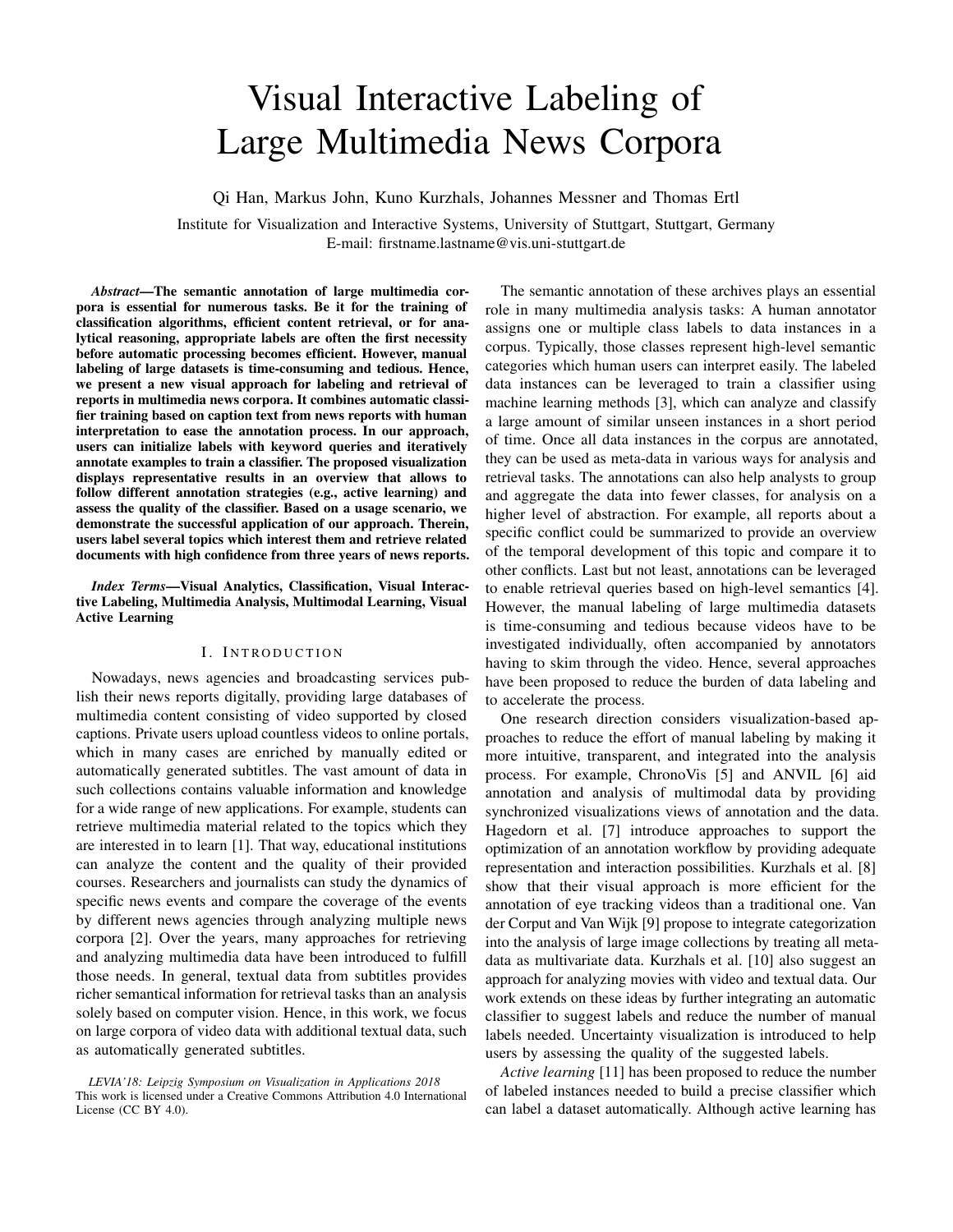# Visual Interactive Labeling of Large Multimedia News Corpora

Qi Han, Markus John, Kuno Kurzhals, Johannes Messner and Thomas Ertl

Institute for Visualization and Interactive Systems, University of Stuttgart, Stuttgart, Germany
E-mail: firstname.lastname@vis.uni-stuttgart.de

***Abstract*—The semantic annotation of large multimedia corpora is essential for numerous tasks. Be it for the training of classification algorithms, efficient content retrieval, or for analytical reasoning, appropriate labels are often the first necessity before automatic processing becomes efficient. However, manual labeling of large datasets is time-consuming and tedious. Hence, we present a new visual approach for labeling and retrieval of reports in multimedia news corpora. It combines automatic classifier training based on caption text from news reports with human interpretation to ease the annotation process. In our approach, users can initialize labels with keyword queries and iteratively annotate examples to train a classifier. The proposed visualization displays representative results in an overview that allows to follow different annotation strategies (e.g., active learning) and assess the quality of the classifier. Based on a usage scenario, we demonstrate the successful application of our approach. Therein, users label several topics which interest them and retrieve related documents with high confidence from three years of news reports.**

***Index Terms*—Visual Analytics, Classification, Visual Interactive Labeling, Multimedia Analysis, Multimodal Learning, Visual Active Learning**

## I. Introduction

Nowadays, news agencies and broadcasting services publish their news reports digitally, providing large databases of multimedia content consisting of video supported by closed captions. Private users upload countless videos to online portals, which in many cases are enriched by manually edited or automatically generated subtitles. The vast amount of data in such collections contains valuable information and knowledge for a wide range of new applications. For example, students can retrieve multimedia material related to the topics which they are interested in to learn [1]. That way, educational institutions can analyze the content and the quality of their provided courses. Researchers and journalists can study the dynamics of specific news events and compare the coverage of the events by different news agencies through analyzing multiple news corpora [2]. Over the years, many approaches for retrieving and analyzing multimedia data have been introduced to fulfill those needs. In general, textual data from subtitles provides richer semantical information for retrieval tasks than an analysis solely based on computer vision. Hence, in this work, we focus on large corpora of video data with additional textual data, such as automatically generated subtitles.

*LEVIA'18: Leipzig Symposium on Visualization in Applications 2018*
This work is licensed under a Creative Commons Attribution 4.0 International License (CC BY 4.0).

The semantic annotation of these archives plays an essential role in many multimedia analysis tasks: A human annotator assigns one or multiple class labels to data instances in a corpus. Typically, those classes represent high-level semantic categories which human users can interpret easily. The labeled data instances can be leveraged to train a classifier using machine learning methods [3], which can analyze and classify a large amount of similar unseen instances in a short period of time. Once all data instances in the corpus are annotated, they can be used as meta-data in various ways for analysis and retrieval tasks. The annotations can also help analysts to group and aggregate the data into fewer classes, for analysis on a higher level of abstraction. For example, all reports about a specific conflict could be summarized to provide an overview of the temporal development of this topic and compare it to other conflicts. Last but not least, annotations can be leveraged to enable retrieval queries based on high-level semantics [4]. However, the manual labeling of large multimedia datasets is time-consuming and tedious because videos have to be investigated individually, often accompanied by annotators having to skim through the video. Hence, several approaches have been proposed to reduce the burden of data labeling and to accelerate the process.

One research direction considers visualization-based approaches to reduce the effort of manual labeling by making it more intuitive, transparent, and integrated into the analysis process. For example, ChronoVis [5] and ANVIL [6] aid annotation and analysis of multimodal data by providing synchronized visualizations views of annotation and the data. Hagedorn et al. [7] introduce approaches to support the optimization of an annotation workflow by providing adequate representation and interaction possibilities. Kurzhals et al. [8] show that their visual approach is more efficient for the annotation of eye tracking videos than a traditional one. Van der Corput and Van Wijk [9] propose to integrate categorization into the analysis of large image collections by treating all meta-data as multivariate data. Kurzhals et al. [10] also suggest an approach for analyzing movies with video and textual data. Our work extends on these ideas by further integrating an automatic classifier to suggest labels and reduce the number of manual labels needed. Uncertainty visualization is introduced to help users by assessing the quality of the suggested labels.

*Active learning* [11] has been proposed to reduce the number of labeled instances needed to build a precise classifier which can label a dataset automatically. Although active learning has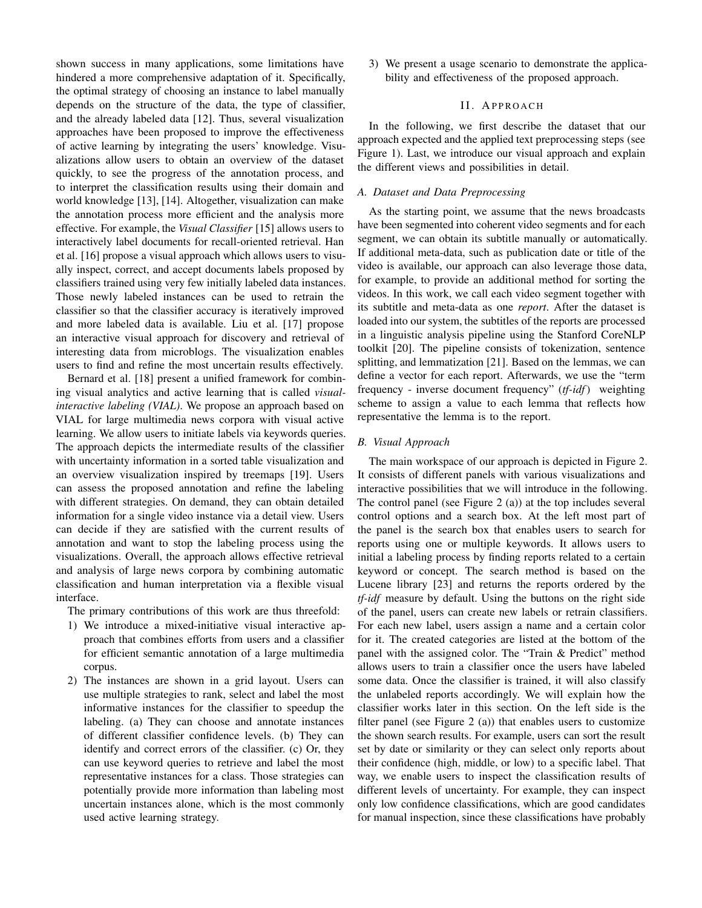shown success in many applications, some limitations have hindered a more comprehensive adaptation of it. Specifically, the optimal strategy of choosing an instance to label manually depends on the structure of the data, the type of classifier, and the already labeled data [12]. Thus, several visualization approaches have been proposed to improve the effectiveness of active learning by integrating the users' knowledge. Visualizations allow users to obtain an overview of the dataset quickly, to see the progress of the annotation process, and to interpret the classification results using their domain and world knowledge [13], [14]. Altogether, visualization can make the annotation process more efficient and the analysis more effective. For example, the *Visual Classifier* [15] allows users to interactively label documents for recall-oriented retrieval. Han et al. [16] propose a visual approach which allows users to visually inspect, correct, and accept documents labels proposed by classifiers trained using very few initially labeled data instances. Those newly labeled instances can be used to retrain the classifier so that the classifier accuracy is iteratively improved and more labeled data is available. Liu et al. [17] propose an interactive visual approach for discovery and retrieval of interesting data from microblogs. The visualization enables users to find and refine the most uncertain results effectively.

Bernard et al. [18] present a unified framework for combining visual analytics and active learning that is called *visual-interactive labeling (VIAL)*. We propose an approach based on VIAL for large multimedia news corpora with visual active learning. We allow users to initiate labels via keywords queries. The approach depicts the intermediate results of the classifier with uncertainty information in a sorted table visualization and an overview visualization inspired by treemaps [19]. Users can assess the proposed annotation and refine the labeling with different strategies. On demand, they can obtain detailed information for a single video instance via a detail view. Users can decide if they are satisfied with the current results of annotation and want to stop the labeling process using the visualizations. Overall, the approach allows effective retrieval and analysis of large news corpora by combining automatic classification and human interpretation via a flexible visual interface.

The primary contributions of this work are thus threefold:

1) We introduce a mixed-initiative visual interactive approach that combines efforts from users and a classifier for efficient semantic annotation of a large multimedia corpus.
2) The instances are shown in a grid layout. Users can use multiple strategies to rank, select and label the most informative instances for the classifier to speedup the labeling. (a) They can choose and annotate instances of different classifier confidence levels. (b) They can identify and correct errors of the classifier. (c) Or, they can use keyword queries to retrieve and label the most representative instances for a class. Those strategies can potentially provide more information than labeling most uncertain instances alone, which is the most commonly used active learning strategy.
3) We present a usage scenario to demonstrate the applicability and effectiveness of the proposed approach.

## II. Approach

In the following, we first describe the dataset that our approach expected and the applied text preprocessing steps (see Figure 1). Last, we introduce our visual approach and explain the different views and possibilities in detail.

### A. Dataset and Data Preprocessing

As the starting point, we assume that the news broadcasts have been segmented into coherent video segments and for each segment, we can obtain its subtitle manually or automatically. If additional meta-data, such as publication date or title of the video is available, our approach can also leverage those data, for example, to provide an additional method for sorting the videos. In this work, we call each video segment together with its subtitle and meta-data as one *report*. After the dataset is loaded into our system, the subtitles of the reports are processed in a linguistic analysis pipeline using the Stanford CoreNLP toolkit [20]. The pipeline consists of tokenization, sentence splitting, and lemmatization [21]. Based on the lemmas, we can define a vector for each report. Afterwards, we use the "term frequency - inverse document frequency" (*tf-idf*) weighting scheme to assign a value to each lemma that reflects how representative the lemma is to the report.

### B. Visual Approach

The main workspace of our approach is depicted in Figure 2. It consists of different panels with various visualizations and interactive possibilities that we will introduce in the following. The control panel (see Figure 2 (a)) at the top includes several control options and a search box. At the left most part of the panel is the search box that enables users to search for reports using one or multiple keywords. It allows users to initial a labeling process by finding reports related to a certain keyword or concept. The search method is based on the Lucene library [23] and returns the reports ordered by the *tf-idf* measure by default. Using the buttons on the right side of the panel, users can create new labels or retrain classifiers. For each new label, users assign a name and a certain color for it. The created categories are listed at the bottom of the panel with the assigned color. The "Train & Predict" method allows users to train a classifier once the users have labeled some data. Once the classifier is trained, it will also classify the unlabeled reports accordingly. We will explain how the classifier works later in this section. On the left side is the filter panel (see Figure 2 (a)) that enables users to customize the shown search results. For example, users can sort the result set by date or similarity or they can select only reports about their confidence (high, middle, or low) to a specific label. That way, we enable users to inspect the classification results of different levels of uncertainty. For example, they can inspect only low confidence classifications, which are good candidates for manual inspection, since these classifications have probably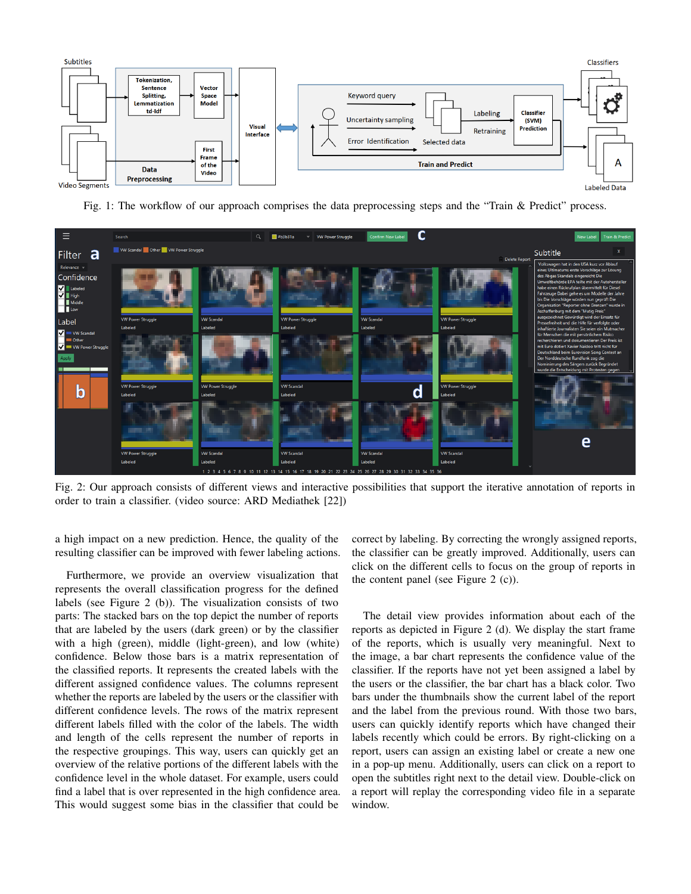Fig. 1: The workflow of our approach comprises the data preprocessing steps and the "Train & Predict" process.

Fig. 2: Our approach consists of different views and interactive possibilities that support the iterative annotation of reports in order to train a classifier. (video source: ARD Mediathek [22])

a high impact on a new prediction. Hence, the quality of the resulting classifier can be improved with fewer labeling actions.

Furthermore, we provide an overview visualization that represents the overall classification progress for the defined labels (see Figure 2 (b)). The visualization consists of two parts: The stacked bars on the top depict the number of reports that are labeled by the users (dark green) or by the classifier with a high (green), middle (light-green), and low (white) confidence. Below those bars is a matrix representation of the classified reports. It represents the created labels with the different assigned confidence values. The columns represent whether the reports are labeled by the users or the classifier with different confidence levels. The rows of the matrix represent different labels filled with the color of the labels. The width and length of the cells represent the number of reports in the respective groupings. This way, users can quickly get an overview of the relative portions of the different labels with the confidence level in the whole dataset. For example, users could find a label that is over represented in the high confidence area. This would suggest some bias in the classifier that could be correct by labeling. By correcting the wrongly assigned reports, the classifier can be greatly improved. Additionally, users can click on the different cells to focus on the group of reports in the content panel (see Figure 2 (c)).

The detail view provides information about each of the reports as depicted in Figure 2 (d). We display the start frame of the reports, which is usually very meaningful. Next to the image, a bar chart represents the confidence value of the classifier. If the reports have not yet been assigned a label by the users or the classifier, the bar chart has a black color. Two bars under the thumbnails show the current label of the report and the label from the previous round. With those two bars, users can quickly identify reports which have changed their labels recently which could be errors. By right-clicking on a report, users can assign an existing label or create a new one in a pop-up menu. Additionally, users can click on a report to open the subtitles right next to the detail view. Double-click on a report will replay the corresponding video file in a separate window.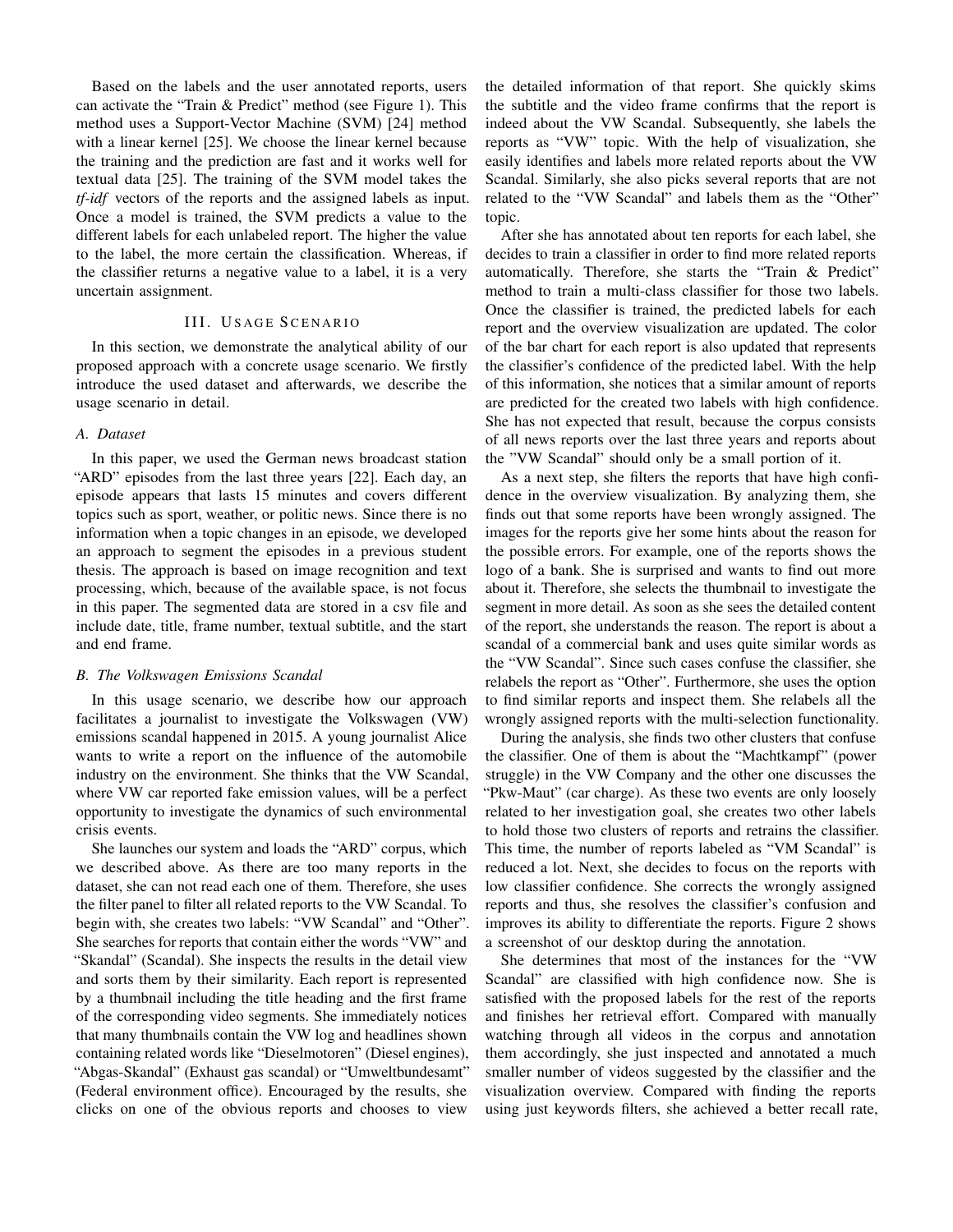Based on the labels and the user annotated reports, users can activate the "Train & Predict" method (see Figure 1). This method uses a Support-Vector Machine (SVM) [24] method with a linear kernel [25]. We choose the linear kernel because the training and the prediction are fast and it works well for textual data [25]. The training of the SVM model takes the *tf-idf* vectors of the reports and the assigned labels as input. Once a model is trained, the SVM predicts a value to the different labels for each unlabeled report. The higher the value to the label, the more certain the classification. Whereas, if the classifier returns a negative value to a label, it is a very uncertain assignment.

## III. Usage Scenario

In this section, we demonstrate the analytical ability of our proposed approach with a concrete usage scenario. We firstly introduce the used dataset and afterwards, we describe the usage scenario in detail.

### A. Dataset

In this paper, we used the German news broadcast station "ARD" episodes from the last three years [22]. Each day, an episode appears that lasts 15 minutes and covers different topics such as sport, weather, or politic news. Since there is no information when a topic changes in an episode, we developed an approach to segment the episodes in a previous student thesis. The approach is based on image recognition and text processing, which, because of the available space, is not focus in this paper. The segmented data are stored in a csv file and include date, title, frame number, textual subtitle, and the start and end frame.

### B. The Volkswagen Emissions Scandal

In this usage scenario, we describe how our approach facilitates a journalist to investigate the Volkswagen (VW) emissions scandal happened in 2015. A young journalist Alice wants to write a report on the influence of the automobile industry on the environment. She thinks that the VW Scandal, where VW car reported fake emission values, will be a perfect opportunity to investigate the dynamics of such environmental crisis events.

She launches our system and loads the "ARD" corpus, which we described above. As there are too many reports in the dataset, she can not read each one of them. Therefore, she uses the filter panel to filter all related reports to the VW Scandal. To begin with, she creates two labels: "VW Scandal" and "Other". She searches for reports that contain either the words "VW" and "Skandal" (Scandal). She inspects the results in the detail view and sorts them by their similarity. Each report is represented by a thumbnail including the title heading and the first frame of the corresponding video segments. She immediately notices that many thumbnails contain the VW log and headlines shown containing related words like "Dieselmotoren" (Diesel engines), "Abgas-Skandal" (Exhaust gas scandal) or "Umweltbundesamt" (Federal environment office). Encouraged by the results, she clicks on one of the obvious reports and chooses to view the detailed information of that report. She quickly skims the subtitle and the video frame confirms that the report is indeed about the VW Scandal. Subsequently, she labels the reports as "VW" topic. With the help of visualization, she easily identifies and labels more related reports about the VW Scandal. Similarly, she also picks several reports that are not related to the "VW Scandal" and labels them as the "Other" topic.

After she has annotated about ten reports for each label, she decides to train a classifier in order to find more related reports automatically. Therefore, she starts the "Train & Predict" method to train a multi-class classifier for those two labels. Once the classifier is trained, the predicted labels for each report and the overview visualization are updated. The color of the bar chart for each report is also updated that represents the classifier's confidence of the predicted label. With the help of this information, she notices that a similar amount of reports are predicted for the created two labels with high confidence. She has not expected that result, because the corpus consists of all news reports over the last three years and reports about the "VW Scandal" should only be a small portion of it.

As a next step, she filters the reports that have high confidence in the overview visualization. By analyzing them, she finds out that some reports have been wrongly assigned. The images for the reports give her some hints about the reason for the possible errors. For example, one of the reports shows the logo of a bank. She is surprised and wants to find out more about it. Therefore, she selects the thumbnail to investigate the segment in more detail. As soon as she sees the detailed content of the report, she understands the reason. The report is about a scandal of a commercial bank and uses quite similar words as the "VW Scandal". Since such cases confuse the classifier, she relabels the report as "Other". Furthermore, she uses the option to find similar reports and inspect them. She relabels all the wrongly assigned reports with the multi-selection functionality.

During the analysis, she finds two other clusters that confuse the classifier. One of them is about the "Machtkampf" (power struggle) in the VW Company and the other one discusses the "Pkw-Maut" (car charge). As these two events are only loosely related to her investigation goal, she creates two other labels to hold those two clusters of reports and retrains the classifier. This time, the number of reports labeled as "VM Scandal" is reduced a lot. Next, she decides to focus on the reports with low classifier confidence. She corrects the wrongly assigned reports and thus, she resolves the classifier's confusion and improves its ability to differentiate the reports. Figure 2 shows a screenshot of our desktop during the annotation.

She determines that most of the instances for the "VW Scandal" are classified with high confidence now. She is satisfied with the proposed labels for the rest of the reports and finishes her retrieval effort. Compared with manually watching through all videos in the corpus and annotation them accordingly, she just inspected and annotated a much smaller number of videos suggested by the classifier and the visualization overview. Compared with finding the reports using just keywords filters, she achieved a better recall rate,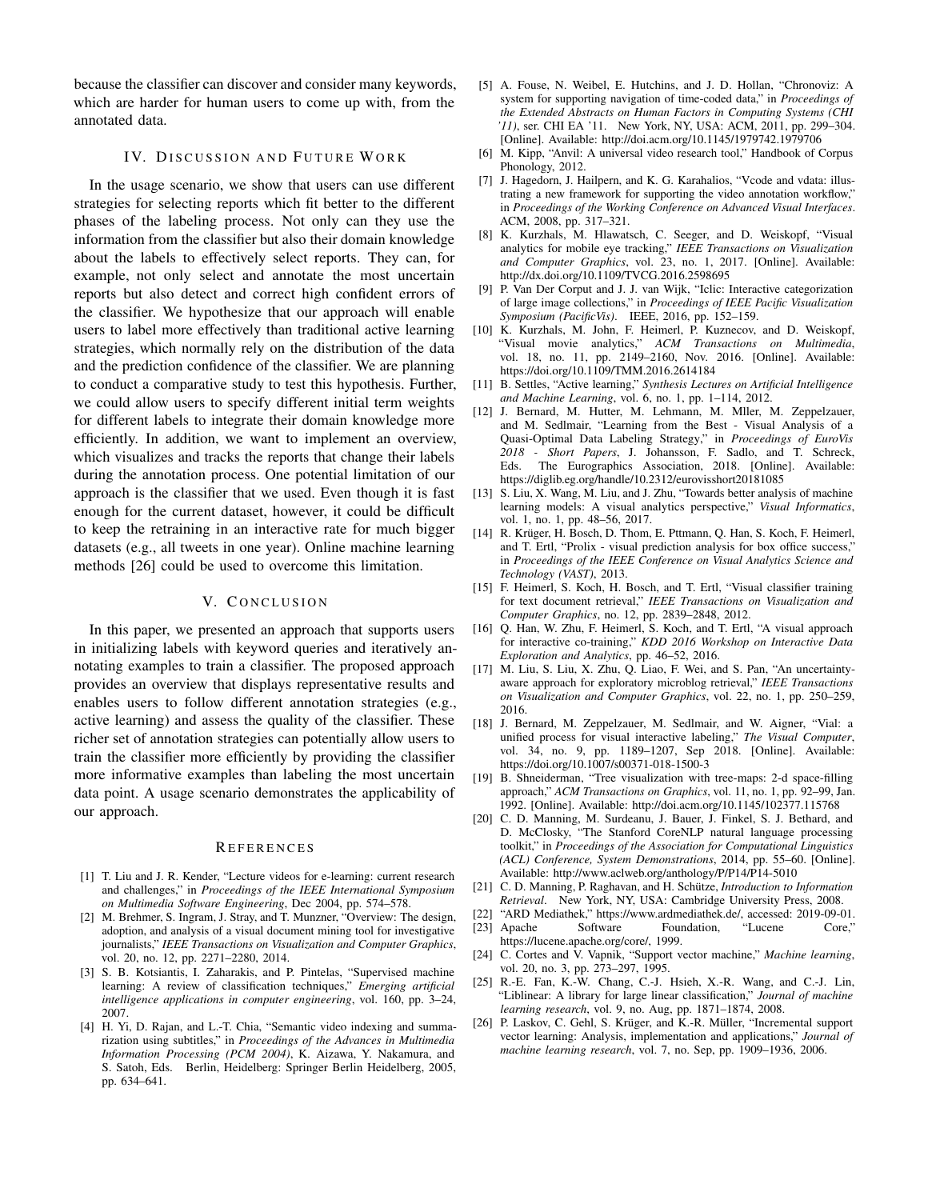because the classifier can discover and consider many keywords, which are harder for human users to come up with, from the annotated data.

## IV. Discussion and Future Work

In the usage scenario, we show that users can use different strategies for selecting reports which fit better to the different phases of the labeling process. Not only can they use the information from the classifier but also their domain knowledge about the labels to effectively select reports. They can, for example, not only select and annotate the most uncertain reports but also detect and correct high confident errors of the classifier. We hypothesize that our approach will enable users to label more effectively than traditional active learning strategies, which normally rely on the distribution of the data and the prediction confidence of the classifier. We are planning to conduct a comparative study to test this hypothesis. Further, we could allow users to specify different initial term weights for different labels to integrate their domain knowledge more efficiently. In addition, we want to implement an overview, which visualizes and tracks the reports that change their labels during the annotation process. One potential limitation of our approach is the classifier that we used. Even though it is fast enough for the current dataset, however, it could be difficult to keep the retraining in an interactive rate for much bigger datasets (e.g., all tweets in one year). Online machine learning methods [26] could be used to overcome this limitation.

## V. Conclusion

In this paper, we presented an approach that supports users in initializing labels with keyword queries and iteratively annotating examples to train a classifier. The proposed approach provides an overview that displays representative results and enables users to follow different annotation strategies (e.g., active learning) and assess the quality of the classifier. These richer set of annotation strategies can potentially allow users to train the classifier more efficiently by providing the classifier more informative examples than labeling the most uncertain data point. A usage scenario demonstrates the applicability of our approach.

## References

[1] T. Liu and J. R. Kender, "Lecture videos for e-learning: current research and challenges," in *Proceedings of the IEEE International Symposium on Multimedia Software Engineering*, Dec 2004, pp. 574–578.

[2] M. Brehmer, S. Ingram, J. Stray, and T. Munzner, "Overview: The design, adoption, and analysis of a visual document mining tool for investigative journalists," *IEEE Transactions on Visualization and Computer Graphics*, vol. 20, no. 12, pp. 2271–2280, 2014.

[3] S. B. Kotsiantis, I. Zaharakis, and P. Pintelas, "Supervised machine learning: A review of classification techniques," *Emerging artificial intelligence applications in computer engineering*, vol. 160, pp. 3–24, 2007.

[4] H. Yi, D. Rajan, and L.-T. Chia, "Semantic video indexing and summarization using subtitles," in *Proceedings of the Advances in Multimedia Information Processing (PCM 2004)*, K. Aizawa, Y. Nakamura, and S. Satoh, Eds. Berlin, Heidelberg: Springer Berlin Heidelberg, 2005, pp. 634–641.

[5] A. Fouse, N. Weibel, E. Hutchins, and J. D. Hollan, "Chronoviz: A system for supporting navigation of time-coded data," in *Proceedings of the Extended Abstracts on Human Factors in Computing Systems (CHI '11)*, ser. CHI EA '11. New York, NY, USA: ACM, 2011, pp. 299–304. [Online]. Available: http://doi.acm.org/10.1145/1979742.1979706

[6] M. Kipp, "Anvil: A universal video research tool," Handbook of Corpus Phonology, 2012.

[7] J. Hagedorn, J. Hailpern, and K. G. Karahalios, "Vcode and vdata: illustrating a new framework for supporting the video annotation workflow," in *Proceedings of the Working Conference on Advanced Visual Interfaces*. ACM, 2008, pp. 317–321.

[8] K. Kurzhals, M. Hlawatsch, C. Seeger, and D. Weiskopf, "Visual analytics for mobile eye tracking," *IEEE Transactions on Visualization and Computer Graphics*, vol. 23, no. 1, 2017. [Online]. Available: http://dx.doi.org/10.1109/TVCG.2016.2598695

[9] P. Van Der Corput and J. J. van Wijk, "Iclic: Interactive categorization of large image collections," in *Proceedings of IEEE Pacific Visualization Symposium (PacificVis)*. IEEE, 2016, pp. 152–159.

[10] K. Kurzhals, M. John, F. Heimerl, P. Kuznecov, and D. Weiskopf, "Visual movie analytics," *ACM Transactions on Multimedia*, vol. 18, no. 11, pp. 2149–2160, Nov. 2016. [Online]. Available: https://doi.org/10.1109/TMM.2016.2614184

[11] B. Settles, "Active learning," *Synthesis Lectures on Artificial Intelligence and Machine Learning*, vol. 6, no. 1, pp. 1–114, 2012.

[12] J. Bernard, M. Hutter, M. Lehmann, M. Mller, M. Zeppelzauer, and M. Sedlmair, "Learning from the Best - Visual Analysis of a Quasi-Optimal Data Labeling Strategy," in *Proceedings of EuroVis 2018 - Short Papers*, J. Johansson, F. Sadlo, and T. Schreck, Eds. The Eurographics Association, 2018. [Online]. Available: https://diglib.eg.org/handle/10.2312/eurovisshort20181085

[13] S. Liu, X. Wang, M. Liu, and J. Zhu, "Towards better analysis of machine learning models: A visual analytics perspective," *Visual Informatics*, vol. 1, no. 1, pp. 48–56, 2017.

[14] R. Krüger, H. Bosch, D. Thom, E. Pttmann, Q. Han, S. Koch, F. Heimerl, and T. Ertl, "Prolix - visual prediction analysis for box office success," in *Proceedings of the IEEE Conference on Visual Analytics Science and Technology (VAST)*, 2013.

[15] F. Heimerl, S. Koch, H. Bosch, and T. Ertl, "Visual classifier training for text document retrieval," *IEEE Transactions on Visualization and Computer Graphics*, no. 12, pp. 2839–2848, 2012.

[16] Q. Han, W. Zhu, F. Heimerl, S. Koch, and T. Ertl, "A visual approach for interactive co-training," *KDD 2016 Workshop on Interactive Data Exploration and Analytics*, pp. 46–52, 2016.

[17] M. Liu, S. Liu, X. Zhu, Q. Liao, F. Wei, and S. Pan, "An uncertainty-aware approach for exploratory microblog retrieval," *IEEE Transactions on Visualization and Computer Graphics*, vol. 22, no. 1, pp. 250–259, 2016.

[18] J. Bernard, M. Zeppelzauer, M. Sedlmair, and W. Aigner, "Vial: a unified process for visual interactive labeling," *The Visual Computer*, vol. 34, no. 9, pp. 1189–1207, Sep 2018. [Online]. Available: https://doi.org/10.1007/s00371-018-1500-3

[19] B. Shneiderman, "Tree visualization with tree-maps: 2-d space-filling approach," *ACM Transactions on Graphics*, vol. 11, no. 1, pp. 92–99, Jan. 1992. [Online]. Available: http://doi.acm.org/10.1145/102377.115768

[20] C. D. Manning, M. Surdeanu, J. Bauer, J. Finkel, S. J. Bethard, and D. McClosky, "The Stanford CoreNLP natural language processing toolkit," in *Proceedings of the Association for Computational Linguistics (ACL) Conference, System Demonstrations*, 2014, pp. 55–60. [Online]. Available: http://www.aclweb.org/anthology/P/P14/P14-5010

[21] C. D. Manning, P. Raghavan, and H. Schütze, *Introduction to Information Retrieval*. New York, NY, USA: Cambridge University Press, 2008.

[22] "ARD Mediathek," https://www.ardmediathek.de/, accessed: 2019-09-01.

[23] Apache Software Foundation, "Lucene Core," https://lucene.apache.org/core/, 1999.

[24] C. Cortes and V. Vapnik, "Support vector machine," *Machine learning*, vol. 20, no. 3, pp. 273–297, 1995.

[25] R.-E. Fan, K.-W. Chang, C.-J. Hsieh, X.-R. Wang, and C.-J. Lin, "Liblinear: A library for large linear classification," *Journal of machine learning research*, vol. 9, no. Aug, pp. 1871–1874, 2008.

[26] P. Laskov, C. Gehl, S. Krüger, and K.-R. Müller, "Incremental support vector learning: Analysis, implementation and applications," *Journal of machine learning research*, vol. 7, no. Sep, pp. 1909–1936, 2006.